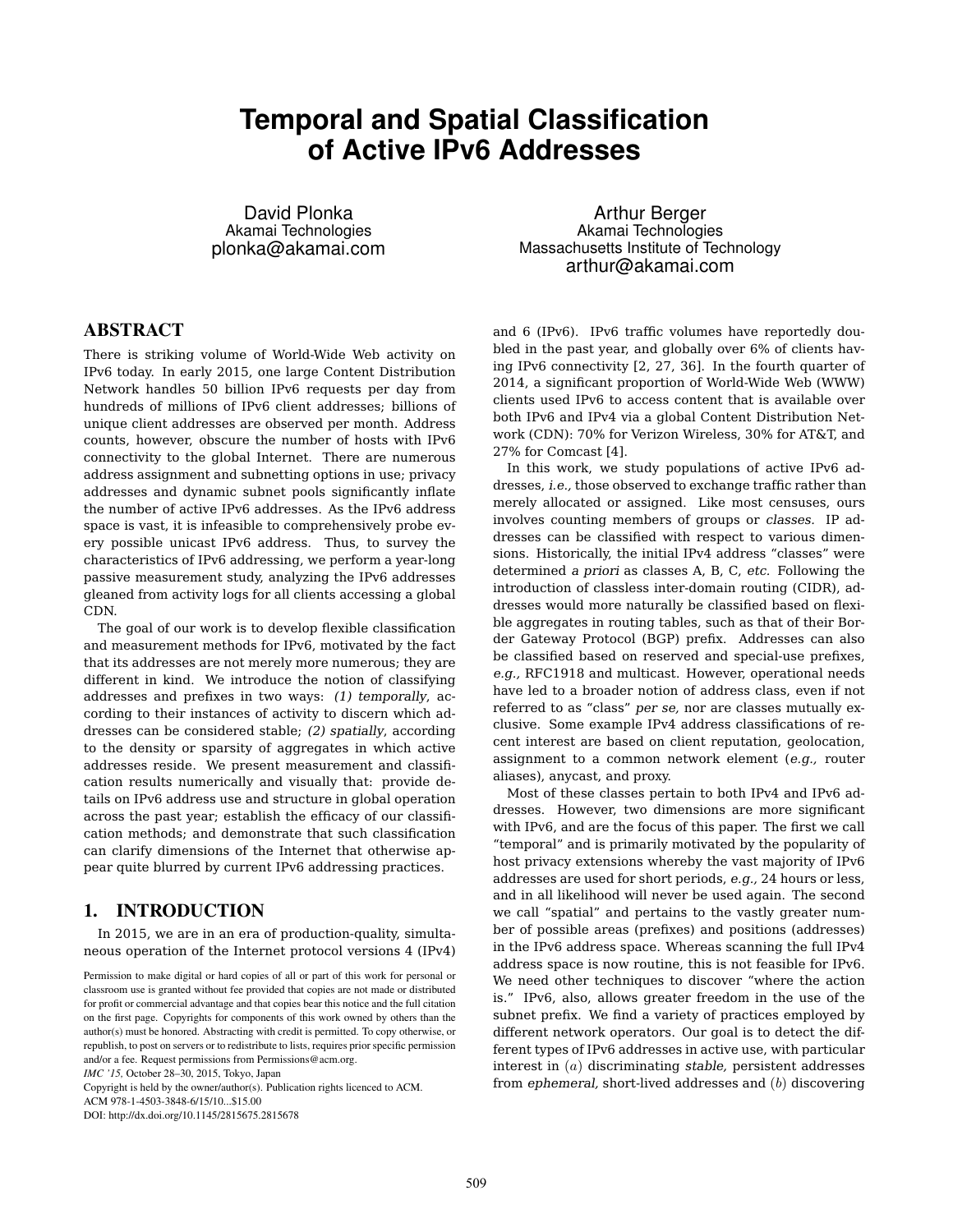# Temporal and Spatial Classification of Active IPv6 Addresses

David Plonka
Akamai Technologies
plonka@akamai.com

Arthur Berger
Akamai Technologies
Massachusetts Institute of Technology
arthur@akamai.com

## ABSTRACT

There is striking volume of World-Wide Web activity on IPv6 today. In early 2015, one large Content Distribution Network handles 50 billion IPv6 requests per day from hundreds of millions of IPv6 client addresses; billions of unique client addresses are observed per month. Address counts, however, obscure the number of hosts with IPv6 connectivity to the global Internet. There are numerous address assignment and subnetting options in use; privacy addresses and dynamic subnet pools significantly inflate the number of active IPv6 addresses. As the IPv6 address space is vast, it is infeasible to comprehensively probe every possible unicast IPv6 address. Thus, to survey the characteristics of IPv6 addressing, we perform a year-long passive measurement study, analyzing the IPv6 addresses gleaned from activity logs for all clients accessing a global CDN.

The goal of our work is to develop flexible classification and measurement methods for IPv6, motivated by the fact that its addresses are not merely more numerous; they are different in kind. We introduce the notion of classifying addresses and prefixes in two ways: *(1) temporally*, according to their instances of activity to discern which addresses can be considered stable; *(2) spatially*, according to the density or sparsity of aggregates in which active addresses reside. We present measurement and classification results numerically and visually that: provide details on IPv6 address use and structure in global operation across the past year; establish the efficacy of our classification methods; and demonstrate that such classification can clarify dimensions of the Internet that otherwise appear quite blurred by current IPv6 addressing practices.

## 1. INTRODUCTION

In 2015, we are in an era of production-quality, simultaneous operation of the Internet protocol versions 4 (IPv4) and 6 (IPv6). IPv6 traffic volumes have reportedly doubled in the past year, and globally over 6% of clients having IPv6 connectivity [2, 27, 36]. In the fourth quarter of 2014, a significant proportion of World-Wide Web (WWW) clients used IPv6 to access content that is available over both IPv6 and IPv4 via a global Content Distribution Network (CDN): 70% for Verizon Wireless, 30% for AT&T, and 27% for Comcast [4].

In this work, we study populations of active IPv6 addresses, *i.e.,* those observed to exchange traffic rather than merely allocated or assigned. Like most censuses, ours involves counting members of groups or *classes.* IP addresses can be classified with respect to various dimensions. Historically, the initial IPv4 address "classes" were determined *a priori* as classes A, B, C, *etc.* Following the introduction of classless inter-domain routing (CIDR), addresses would more naturally be classified based on flexible aggregates in routing tables, such as that of their Border Gateway Protocol (BGP) prefix. Addresses can also be classified based on reserved and special-use prefixes, *e.g.,* RFC1918 and multicast. However, operational needs have led to a broader notion of address class, even if not referred to as "class" *per se,* nor are classes mutually exclusive. Some example IPv4 address classifications of recent interest are based on client reputation, geolocation, assignment to a common network element (*e.g.,* router aliases), anycast, and proxy.

Most of these classes pertain to both IPv4 and IPv6 addresses. However, two dimensions are more significant with IPv6, and are the focus of this paper. The first we call "temporal" and is primarily motivated by the popularity of host privacy extensions whereby the vast majority of IPv6 addresses are used for short periods, *e.g.,* 24 hours or less, and in all likelihood will never be used again. The second we call "spatial" and pertains to the vastly greater number of possible areas (prefixes) and positions (addresses) in the IPv6 address space. Whereas scanning the full IPv4 address space is now routine, this is not feasible for IPv6. We need other techniques to discover "where the action is." IPv6, also, allows greater freedom in the use of the subnet prefix. We find a variety of practices employed by different network operators. Our goal is to detect the different types of IPv6 addresses in active use, with particular interest in $(a)$ discriminating *stable,* persistent addresses from *ephemeral,* short-lived addresses and $(b)$ discovering

Permission to make digital or hard copies of all or part of this work for personal or classroom use is granted without fee provided that copies are not made or distributed for profit or commercial advantage and that copies bear this notice and the full citation on the first page. Copyrights for components of this work owned by others than the author(s) must be honored. Abstracting with credit is permitted. To copy otherwise, or republish, to post on servers or to redistribute to lists, requires prior specific permission and/or a fee. Request permissions from Permissions@acm.org.
*IMC '15,* October 28–30, 2015, Tokyo, Japan
Copyright is held by the owner/author(s). Publication rights licenced to ACM.
ACM 978-1-4503-3848-6/15/10...$15.00
DOI: http://dx.doi.org/10.1145/2815675.2815678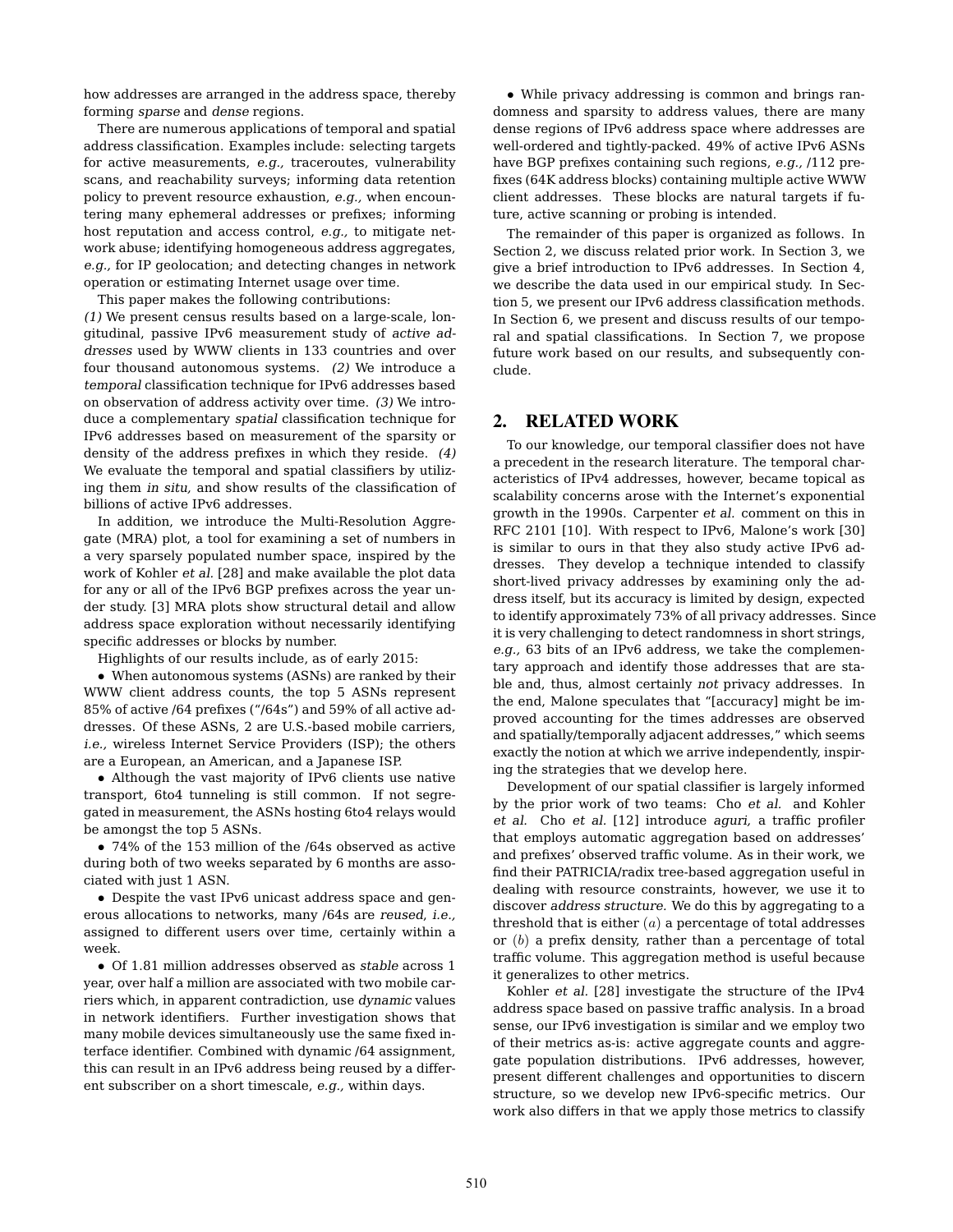how addresses are arranged in the address space, thereby forming *sparse* and *dense* regions.

There are numerous applications of temporal and spatial address classification. Examples include: selecting targets for active measurements, *e.g.,* traceroutes, vulnerability scans, and reachability surveys; informing data retention policy to prevent resource exhaustion, *e.g.,* when encountering many ephemeral addresses or prefixes; informing host reputation and access control, *e.g.,* to mitigate network abuse; identifying homogeneous address aggregates, *e.g.,* for IP geolocation; and detecting changes in network operation or estimating Internet usage over time.

This paper makes the following contributions:
*(1)* We present census results based on a large-scale, longitudinal, passive IPv6 measurement study of *active addresses* used by WWW clients in 133 countries and over four thousand autonomous systems. *(2)* We introduce a *temporal* classification technique for IPv6 addresses based on observation of address activity over time. *(3)* We introduce a complementary *spatial* classification technique for IPv6 addresses based on measurement of the sparsity or density of the address prefixes in which they reside. *(4)* We evaluate the temporal and spatial classifiers by utilizing them *in situ,* and show results of the classification of billions of active IPv6 addresses.

In addition, we introduce the Multi-Resolution Aggregate (MRA) plot, a tool for examining a set of numbers in a very sparsely populated number space, inspired by the work of Kohler *et al.* [28] and make available the plot data for any or all of the IPv6 BGP prefixes across the year under study. [3] MRA plots show structural detail and allow address space exploration without necessarily identifying specific addresses or blocks by number.

Highlights of our results include, as of early 2015:

- When autonomous systems (ASNs) are ranked by their WWW client address counts, the top 5 ASNs represent 85% of active /64 prefixes ("/64s") and 59% of all active addresses. Of these ASNs, 2 are U.S.-based mobile carriers, *i.e.,* wireless Internet Service Providers (ISP); the others are a European, an American, and a Japanese ISP.
- Although the vast majority of IPv6 clients use native transport, 6to4 tunneling is still common. If not segregated in measurement, the ASNs hosting 6to4 relays would be amongst the top 5 ASNs.
- 74% of the 153 million of the /64s observed as active during both of two weeks separated by 6 months are associated with just 1 ASN.
- Despite the vast IPv6 unicast address space and generous allocations to networks, many /64s are *reused*, *i.e.,* assigned to different users over time, certainly within a week.
- Of 1.81 million addresses observed as *stable* across 1 year, over half a million are associated with two mobile carriers which, in apparent contradiction, use *dynamic* values in network identifiers. Further investigation shows that many mobile devices simultaneously use the same fixed interface identifier. Combined with dynamic /64 assignment, this can result in an IPv6 address being reused by a different subscriber on a short timescale, *e.g.,* within days.
- While privacy addressing is common and brings randomness and sparsity to address values, there are many dense regions of IPv6 address space where addresses are well-ordered and tightly-packed. 49% of active IPv6 ASNs have BGP prefixes containing such regions, *e.g.,* /112 prefixes (64K address blocks) containing multiple active WWW client addresses. These blocks are natural targets if future, active scanning or probing is intended.

The remainder of this paper is organized as follows. In Section 2, we discuss related prior work. In Section 3, we give a brief introduction to IPv6 addresses. In Section 4, we describe the data used in our empirical study. In Section 5, we present our IPv6 address classification methods. In Section 6, we present and discuss results of our temporal and spatial classifications. In Section 7, we propose future work based on our results, and subsequently conclude.

## 2. RELATED WORK

To our knowledge, our temporal classifier does not have a precedent in the research literature. The temporal characteristics of IPv4 addresses, however, became topical as scalability concerns arose with the Internet's exponential growth in the 1990s. Carpenter *et al.* comment on this in RFC 2101 [10]. With respect to IPv6, Malone's work [30] is similar to ours in that they also study active IPv6 addresses. They develop a technique intended to classify short-lived privacy addresses by examining only the address itself, but its accuracy is limited by design, expected to identify approximately 73% of all privacy addresses. Since it is very challenging to detect randomness in short strings, *e.g.,* 63 bits of an IPv6 address, we take the complementary approach and identify those addresses that are stable and, thus, almost certainly *not* privacy addresses. In the end, Malone speculates that "[accuracy] might be improved accounting for the times addresses are observed and spatially/temporally adjacent addresses," which seems exactly the notion at which we arrive independently, inspiring the strategies that we develop here.

Development of our spatial classifier is largely informed by the prior work of two teams: Cho *et al.* and Kohler *et al.* Cho *et al.* [12] introduce *aguri,* a traffic profiler that employs automatic aggregation based on addresses' and prefixes' observed traffic volume. As in their work, we find their PATRICIA/radix tree-based aggregation useful in dealing with resource constraints, however, we use it to discover *address structure.* We do this by aggregating to a threshold that is either $(a)$ a percentage of total addresses or $(b)$ a prefix density, rather than a percentage of total traffic volume. This aggregation method is useful because it generalizes to other metrics.

Kohler *et al.* [28] investigate the structure of the IPv4 address space based on passive traffic analysis. In a broad sense, our IPv6 investigation is similar and we employ two of their metrics as-is: active aggregate counts and aggregate population distributions. IPv6 addresses, however, present different challenges and opportunities to discern structure, so we develop new IPv6-specific metrics. Our work also differs in that we apply those metrics to classify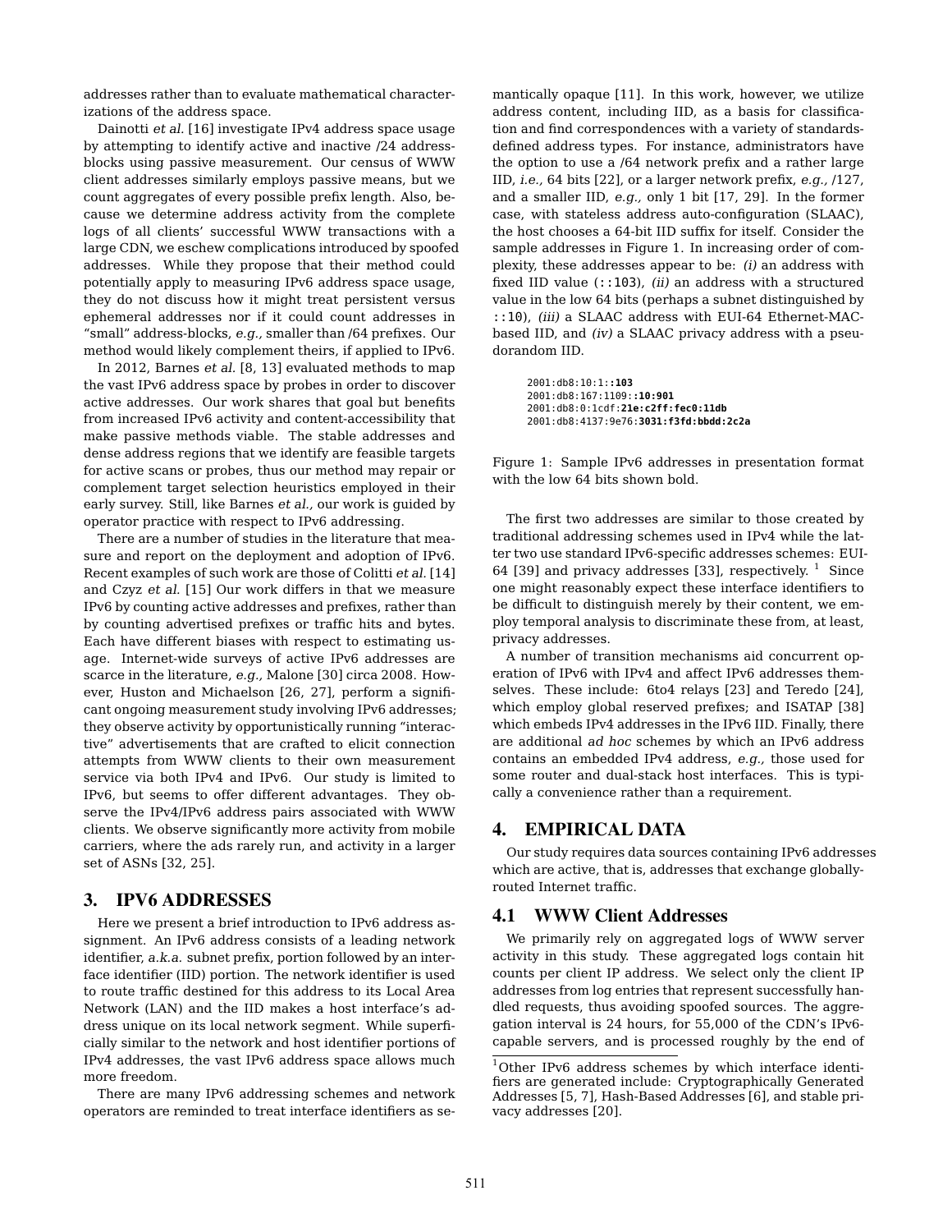addresses rather than to evaluate mathematical characterizations of the address space.

Dainotti *et al.* [16] investigate IPv4 address space usage by attempting to identify active and inactive /24 address-blocks using passive measurement. Our census of WWW client addresses similarly employs passive means, but we count aggregates of every possible prefix length. Also, because we determine address activity from the complete logs of all clients' successful WWW transactions with a large CDN, we eschew complications introduced by spoofed addresses. While they propose that their method could potentially apply to measuring IPv6 address space usage, they do not discuss how it might treat persistent versus ephemeral addresses nor if it could count addresses in "small" address-blocks, *e.g.,* smaller than /64 prefixes. Our method would likely complement theirs, if applied to IPv6.

In 2012, Barnes *et al.* [8, 13] evaluated methods to map the vast IPv6 address space by probes in order to discover active addresses. Our work shares that goal but benefits from increased IPv6 activity and content-accessibility that make passive methods viable. The stable addresses and dense address regions that we identify are feasible targets for active scans or probes, thus our method may repair or complement target selection heuristics employed in their early survey. Still, like Barnes *et al.,* our work is guided by operator practice with respect to IPv6 addressing.

There are a number of studies in the literature that measure and report on the deployment and adoption of IPv6. Recent examples of such work are those of Colitti *et al.* [14] and Czyz *et al.* [15] Our work differs in that we measure IPv6 by counting active addresses and prefixes, rather than by counting advertised prefixes or traffic hits and bytes. Each have different biases with respect to estimating usage. Internet-wide surveys of active IPv6 addresses are scarce in the literature, *e.g.,* Malone [30] circa 2008. However, Huston and Michaelson [26, 27], perform a significant ongoing measurement study involving IPv6 addresses; they observe activity by opportunistically running "interactive" advertisements that are crafted to elicit connection attempts from WWW clients to their own measurement service via both IPv4 and IPv6. Our study is limited to IPv6, but seems to offer different advantages. They observe the IPv4/IPv6 address pairs associated with WWW clients. We observe significantly more activity from mobile carriers, where the ads rarely run, and activity in a larger set of ASNs [32, 25].

## 3. IPV6 ADDRESSES

Here we present a brief introduction to IPv6 address assignment. An IPv6 address consists of a leading network identifier, *a.k.a.* subnet prefix, portion followed by an interface identifier (IID) portion. The network identifier is used to route traffic destined for this address to its Local Area Network (LAN) and the IID makes a host interface's address unique on its local network segment. While superficially similar to the network and host identifier portions of IPv4 addresses, the vast IPv6 address space allows much more freedom.

There are many IPv6 addressing schemes and network operators are reminded to treat interface identifiers as semantically opaque [11]. In this work, however, we utilize address content, including IID, as a basis for classification and find correspondences with a variety of standards-defined address types. For instance, administrators have the option to use a /64 network prefix and a rather large IID, *i.e.,* 64 bits [22], or a larger network prefix, *e.g.,* /127, and a smaller IID, *e.g.,* only 1 bit [17, 29]. In the former case, with stateless address auto-configuration (SLAAC), the host chooses a 64-bit IID suffix for itself. Consider the sample addresses in Figure 1. In increasing order of complexity, these addresses appear to be: *(i)* an address with fixed IID value (`::103`), *(ii)* an address with a structured value in the low 64 bits (perhaps a subnet distinguished by `::10`), *(iii)* a SLAAC address with EUI-64 Ethernet-MAC-based IID, and *(iv)* a SLAAC privacy address with a pseudorandom IID.

```
2001:db8:10:1::103
2001:db8:167:1109::10:901
2001:db8:0:1cdf:21e:c2ff:fec0:11db
2001:db8:4137:9e76:3031:f3fd:bbdd:2c2a
```

Figure 1: Sample IPv6 addresses in presentation format with the low 64 bits shown bold.

The first two addresses are similar to those created by traditional addressing schemes used in IPv4 while the latter two use standard IPv6-specific addresses schemes: EUI-64 [39] and privacy addresses [33], respectively. [1] Since one might reasonably expect these interface identifiers to be difficult to distinguish merely by their content, we employ temporal analysis to discriminate these from, at least, privacy addresses.

A number of transition mechanisms aid concurrent operation of IPv6 with IPv4 and affect IPv6 addresses themselves. These include: 6to4 relays [23] and Teredo [24], which employ global reserved prefixes; and ISATAP [38] which embeds IPv4 addresses in the IPv6 IID. Finally, there are additional *ad hoc* schemes by which an IPv6 address contains an embedded IPv4 address, *e.g.,* those used for some router and dual-stack host interfaces. This is typically a convenience rather than a requirement.

## 4. EMPIRICAL DATA

Our study requires data sources containing IPv6 addresses which are active, that is, addresses that exchange globally-routed Internet traffic.

### 4.1 WWW Client Addresses

We primarily rely on aggregated logs of WWW server activity in this study. These aggregated logs contain hit counts per client IP address. We select only the client IP addresses from log entries that represent successfully handled requests, thus avoiding spoofed sources. The aggregation interval is 24 hours, for 55,000 of the CDN's IPv6-capable servers, and is processed roughly by the end of

[1] Other IPv6 address schemes by which interface identifiers are generated include: Cryptographically Generated Addresses [5, 7], Hash-Based Addresses [6], and stable privacy addresses [20].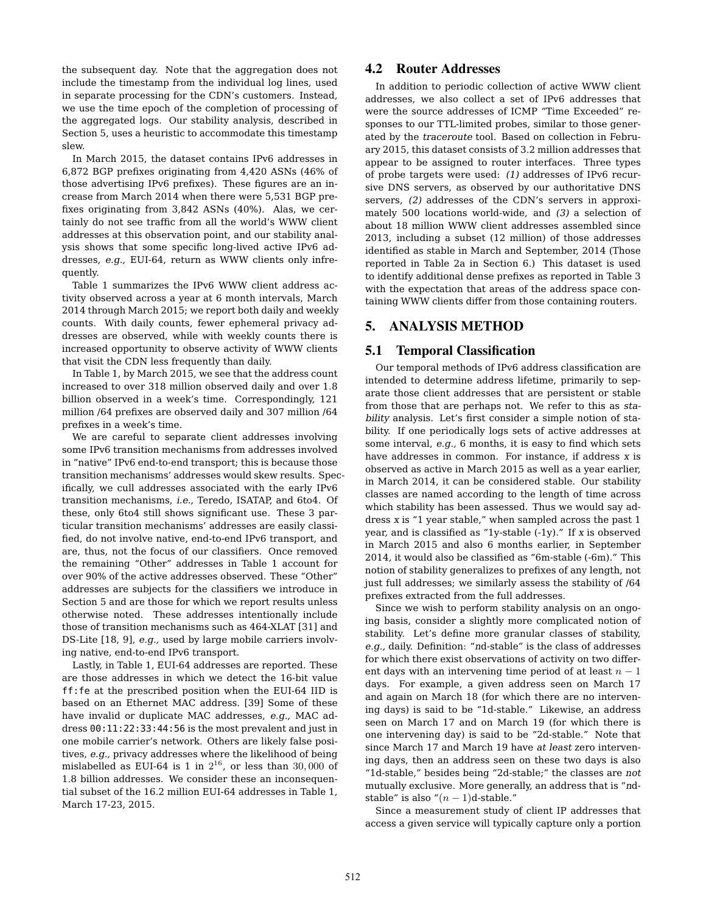the subsequent day. Note that the aggregation does not include the timestamp from the individual log lines, used in separate processing for the CDN's customers. Instead, we use the time epoch of the completion of processing of the aggregated logs. Our stability analysis, described in Section 5, uses a heuristic to accommodate this timestamp slew.

In March 2015, the dataset contains IPv6 addresses in 6,872 BGP prefixes originating from 4,420 ASNs (46% of those advertising IPv6 prefixes). These figures are an increase from March 2014 when there were 5,531 BGP prefixes originating from 3,842 ASNs (40%). Alas, we certainly do not see traffic from all the world's WWW client addresses at this observation point, and our stability analysis shows that some specific long-lived active IPv6 addresses, *e.g.,* EUI-64, return as WWW clients only infrequently.

Table 1 summarizes the IPv6 WWW client address activity observed across a year at 6 month intervals, March 2014 through March 2015; we report both daily and weekly counts. With daily counts, fewer ephemeral privacy addresses are observed, while with weekly counts there is increased opportunity to observe activity of WWW clients that visit the CDN less frequently than daily.

In Table 1, by March 2015, we see that the address count increased to over 318 million observed daily and over 1.8 billion observed in a week's time. Correspondingly, 121 million /64 prefixes are observed daily and 307 million /64 prefixes in a week's time.

We are careful to separate client addresses involving some IPv6 transition mechanisms from addresses involved in "native" IPv6 end-to-end transport; this is because those transition mechanisms' addresses would skew results. Specifically, we cull addresses associated with the early IPv6 transition mechanisms, *i.e.,* Teredo, ISATAP, and 6to4. Of these, only 6to4 still shows significant use. These 3 particular transition mechanisms' addresses are easily classified, do not involve native, end-to-end IPv6 transport, and are, thus, not the focus of our classifiers. Once removed the remaining "Other" addresses in Table 1 account for over 90% of the active addresses observed. These "Other" addresses are subjects for the classifiers we introduce in Section 5 and are those for which we report results unless otherwise noted. These addresses intentionally include those of transition mechanisms such as 464-XLAT [31] and DS-Lite [18, 9], *e.g.,* used by large mobile carriers involving native, end-to-end IPv6 transport.

Lastly, in Table 1, EUI-64 addresses are reported. These are those addresses in which we detect the 16-bit value `ff:fe` at the prescribed position when the EUI-64 IID is based on an Ethernet MAC address. [39] Some of these have invalid or duplicate MAC addresses, *e.g.,* MAC address `00:11:22:33:44:56` is the most prevalent and just in one mobile carrier's network. Others are likely false positives, *e.g.,* privacy addresses where the likelihood of being mislabelled as EUI-64 is 1 in $2^{16}$, or less than $30,000$ of 1.8 billion addresses. We consider these an inconsequential subset of the 16.2 million EUI-64 addresses in Table 1, March 17-23, 2015.

## 4.2 Router Addresses

In addition to periodic collection of active WWW client addresses, we also collect a set of IPv6 addresses that were the source addresses of ICMP "Time Exceeded" responses to our TTL-limited probes, similar to those generated by the *traceroute* tool. Based on collection in February 2015, this dataset consists of 3.2 million addresses that appear to be assigned to router interfaces. Three types of probe targets were used: *(1)* addresses of IPv6 recursive DNS servers, as observed by our authoritative DNS servers, *(2)* addresses of the CDN's servers in approximately 500 locations world-wide, and *(3)* a selection of about 18 million WWW client addresses assembled since 2013, including a subset (12 million) of those addresses identified as stable in March and September, 2014 (Those reported in Table 2a in Section 6.) This dataset is used to identify additional dense prefixes as reported in Table 3 with the expectation that areas of the address space containing WWW clients differ from those containing routers.

# 5. ANALYSIS METHOD

## 5.1 Temporal Classification

Our temporal methods of IPv6 address classification are intended to determine address lifetime, primarily to separate those client addresses that are persistent or stable from those that are perhaps not. We refer to this as *stability* analysis. Let's first consider a simple notion of stability. If one periodically logs sets of active addresses at some interval, *e.g.,* 6 months, it is easy to find which sets have addresses in common. For instance, if address *x* is observed as active in March 2015 as well as a year earlier, in March 2014, it can be considered stable. Our stability classes are named according to the length of time across which stability has been assessed. Thus we would say address *x* is "1 year stable," when sampled across the past 1 year, and is classified as "1y-stable (-1y)." If *x* is observed in March 2015 and also 6 months earlier, in September 2014, it would also be classified as "6m-stable (-6m)." This notion of stability generalizes to prefixes of any length, not just full addresses; we similarly assess the stability of /64 prefixes extracted from the full addresses.

Since we wish to perform stability analysis on an ongoing basis, consider a slightly more complicated notion of stability. Let's define more granular classes of stability, *e.g.,* daily. Definition: "*n*d-stable" is the class of addresses for which there exist observations of activity on two different days with an intervening time period of at least $n-1$ days. For example, a given address seen on March 17 and again on March 18 (for which there are no intervening days) is said to be "1d-stable." Likewise, an address seen on March 17 and on March 19 (for which there is one intervening day) is said to be "2d-stable." Note that since March 17 and March 19 have *at least* zero intervening days, then an address seen on these two days is also "1d-stable," besides being "2d-stable;" the classes are *not* mutually exclusive. More generally, an address that is "*n*d-stable" is also "$(n-1)$d-stable."

Since a measurement study of client IP addresses that access a given service will typically capture only a portion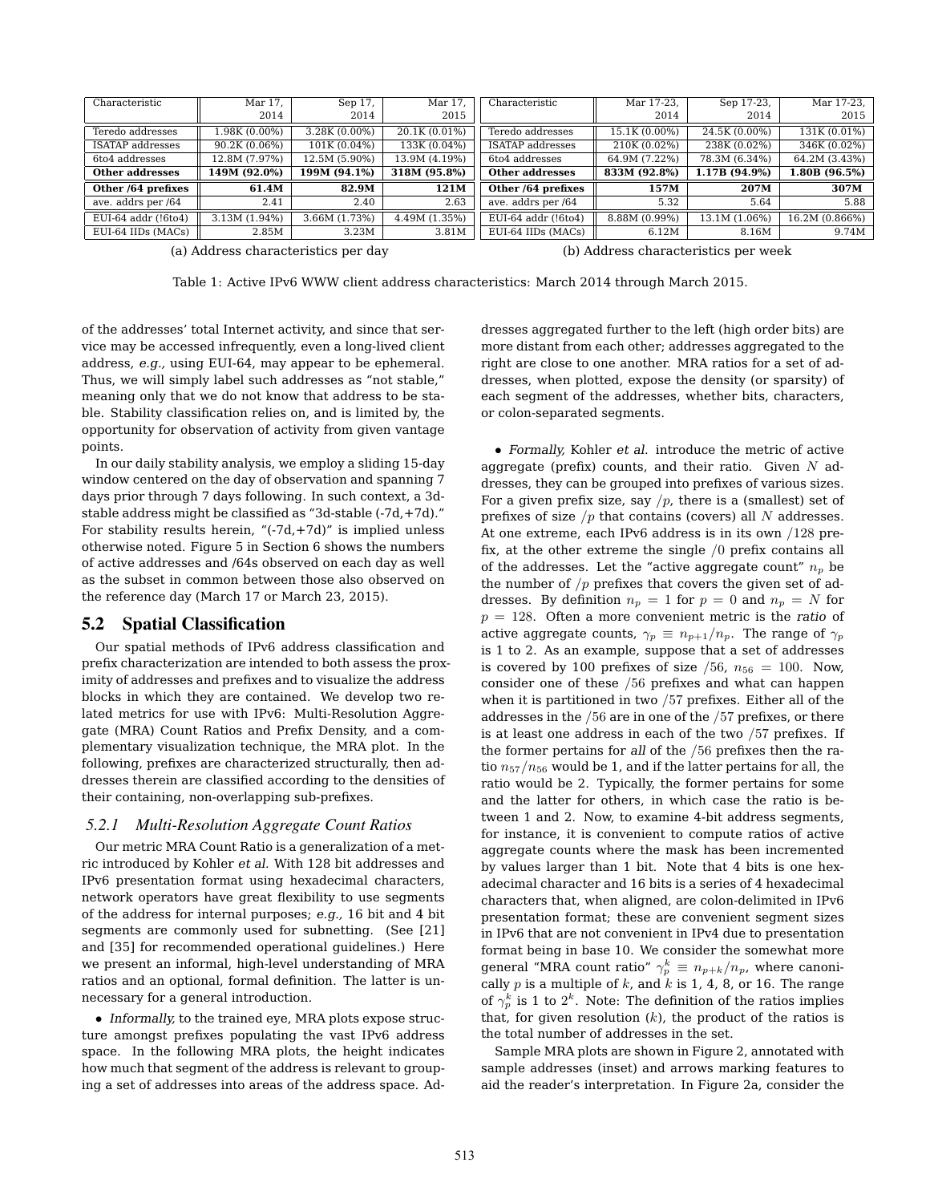| Characteristic | Mar 17, 2014 | Sep 17, 2014 | Mar 17, 2015 |
|---|---|---|---|
| Teredo addresses | 1.98K (0.00%) | 3.28K (0.00%) | 20.1K (0.01%) |
| ISATAP addresses | 90.2K (0.06%) | 101K (0.04%) | 133K (0.04%) |
| 6to4 addresses | 12.8M (7.97%) | 12.5M (5.90%) | 13.9M (4.19%) |
| **Other addresses** | **149M (92.0%)** | **199M (94.1%)** | **318M (95.8%)** |
| **Other /64 prefixes** | **61.4M** | **82.9M** | **121M** |
| ave. addrs per /64 | 2.41 | 2.40 | 2.63 |
| EUI-64 addr (!6to4) | 3.13M (1.94%) | 3.66M (1.73%) | 4.49M (1.35%) |
| EUI-64 IIDs (MACs) | 2.85M | 3.23M | 3.81M |

(a) Address characteristics per day

| Characteristic | Mar 17-23, 2014 | Sep 17-23, 2014 | Mar 17-23, 2015 |
|---|---|---|---|
| Teredo addresses | 15.1K (0.00%) | 24.5K (0.00%) | 131K (0.01%) |
| ISATAP addresses | 210K (0.02%) | 238K (0.02%) | 346K (0.02%) |
| 6to4 addresses | 64.9M (7.22%) | 78.3M (6.34%) | 64.2M (3.43%) |
| **Other addresses** | **833M (92.8%)** | **1.17B (94.9%)** | **1.80B (96.5%)** |
| **Other /64 prefixes** | **157M** | **207M** | **307M** |
| ave. addrs per /64 | 5.32 | 5.64 | 5.88 |
| EUI-64 addr (!6to4) | 8.88M (0.99%) | 13.1M (1.06%) | 16.2M (0.866%) |
| EUI-64 IIDs (MACs) | 6.12M | 8.16M | 9.74M |

(b) Address characteristics per week

Table 1: Active IPv6 WWW client address characteristics: March 2014 through March 2015.

of the addresses' total Internet activity, and since that service may be accessed infrequently, even a long-lived client address, *e.g.,* using EUI-64, may appear to be ephemeral. Thus, we will simply label such addresses as "not stable," meaning only that we do not know that address to be stable. Stability classification relies on, and is limited by, the opportunity for observation of activity from given vantage points.

In our daily stability analysis, we employ a sliding 15-day window centered on the day of observation and spanning 7 days prior through 7 days following. In such context, a 3d-stable address might be classified as "3d-stable (-7d,+7d)." For stability results herein, "(-7d,+7d)" is implied unless otherwise noted. Figure 5 in Section 6 shows the numbers of active addresses and /64s observed on each day as well as the subset in common between those also observed on the reference day (March 17 or March 23, 2015).

## 5.2 Spatial Classification

Our spatial methods of IPv6 address classification and prefix characterization are intended to both assess the proximity of addresses and prefixes and to visualize the address blocks in which they are contained. We develop two related metrics for use with IPv6: Multi-Resolution Aggregate (MRA) Count Ratios and Prefix Density, and a complementary visualization technique, the MRA plot. In the following, prefixes are characterized structurally, then addresses therein are classified according to the densities of their containing, non-overlapping sub-prefixes.

### 5.2.1 Multi-Resolution Aggregate Count Ratios

Our metric MRA Count Ratio is a generalization of a metric introduced by Kohler *et al.* With 128 bit addresses and IPv6 presentation format using hexadecimal characters, network operators have great flexibility to use segments of the address for internal purposes; *e.g.,* 16 bit and 4 bit segments are commonly used for subnetting. (See [21] and [35] for recommended operational guidelines.) Here we present an informal, high-level understanding of MRA ratios and an optional, formal definition. The latter is unnecessary for a general introduction.

• *Informally,* to the trained eye, MRA plots expose structure amongst prefixes populating the vast IPv6 address space. In the following MRA plots, the height indicates how much that segment of the address is relevant to grouping a set of addresses into areas of the address space. Addresses aggregated further to the left (high order bits) are more distant from each other; addresses aggregated to the right are close to one another. MRA ratios for a set of addresses, when plotted, expose the density (or sparsity) of each segment of the addresses, whether bits, characters, or colon-separated segments.

• *Formally,* Kohler *et al.* introduce the metric of active aggregate (prefix) counts, and their ratio. Given $N$ addresses, they can be grouped into prefixes of various sizes. For a given prefix size, say $/p$, there is a (smallest) set of prefixes of size $/p$ that contains (covers) all $N$ addresses. At one extreme, each IPv6 address is in its own $/128$ prefix, at the other extreme the single $/0$ prefix contains all of the addresses. Let the "active aggregate count" $n_p$ be the number of $/p$ prefixes that covers the given set of addresses. By definition $n_p = 1$ for $p = 0$ and $n_p = N$ for $p = 128$. Often a more convenient metric is the *ratio* of active aggregate counts, $\gamma_p \equiv n_{p+1}/n_p$. The range of $\gamma_p$ is 1 to 2. As an example, suppose that a set of addresses is covered by 100 prefixes of size $/56$, $n_{56} = 100$. Now, consider one of these $/56$ prefixes and what can happen when it is partitioned in two $/57$ prefixes. Either all of the addresses in the $/56$ are in one of the $/57$ prefixes, or there is at least one address in each of the two $/57$ prefixes. If the former pertains for *all* of the $/56$ prefixes then the ratio $n_{57}/n_{56}$ would be 1, and if the latter pertains for all, the ratio would be 2. Typically, the former pertains for some and the latter for others, in which case the ratio is between 1 and 2. Now, to examine 4-bit address segments, for instance, it is convenient to compute ratios of active aggregate counts where the mask has been incremented by values larger than 1 bit. Note that 4 bits is one hexadecimal character and 16 bits is a series of 4 hexadecimal characters that, when aligned, are colon-delimited in IPv6 presentation format; these are convenient segment sizes in IPv6 that are not convenient in IPv4 due to presentation format being in base 10. We consider the somewhat more general "MRA count ratio" $\gamma_p^k \equiv n_{p+k}/n_p$, where canonically $p$ is a multiple of $k$, and $k$ is 1, 4, 8, or 16. The range of $\gamma_p^k$ is 1 to $2^k$. Note: The definition of the ratios implies that, for given resolution ($k$), the product of the ratios is the total number of addresses in the set.

Sample MRA plots are shown in Figure 2, annotated with sample addresses (inset) and arrows marking features to aid the reader's interpretation. In Figure 2a, consider the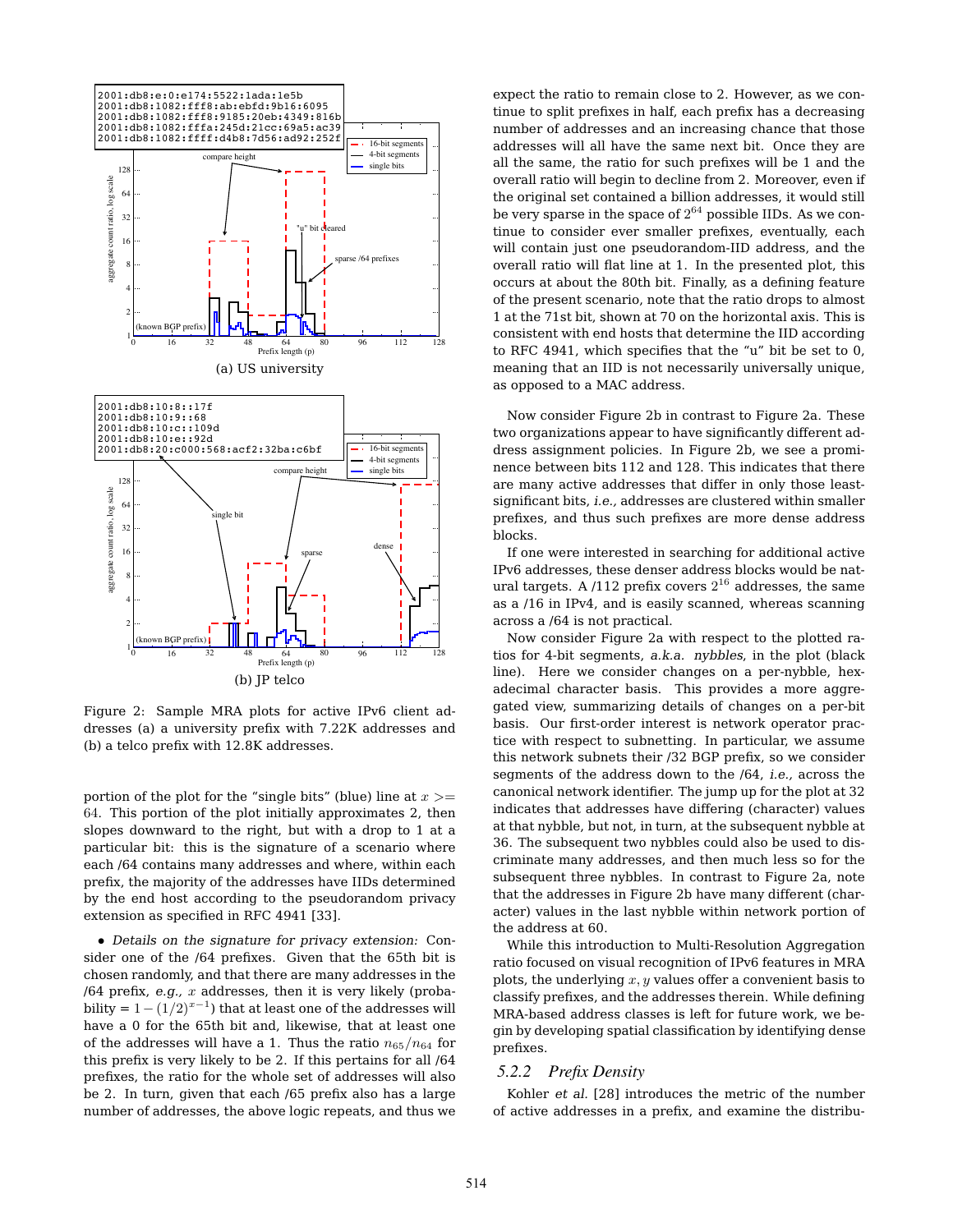Figure 2: Sample MRA plots for active IPv6 client addresses (a) a university prefix with 7.22K addresses and (b) a telco prefix with 12.8K addresses.

portion of the plot for the "single bits" (blue) line at $x >= 64$. This portion of the plot initially approximates 2, then slopes downward to the right, but with a drop to 1 at a particular bit: this is the signature of a scenario where each /64 contains many addresses and where, within each prefix, the majority of the addresses have IIDs determined by the end host according to the pseudorandom privacy extension as specified in RFC 4941 [33].

• *Details on the signature for privacy extension:* Consider one of the /64 prefixes. Given that the 65th bit is chosen randomly, and that there are many addresses in the /64 prefix, *e.g.,* $x$ addresses, then it is very likely (probability = $1-(1/2)^{x-1}$) that at least one of the addresses will have a 0 for the 65th bit and, likewise, that at least one of the addresses will have a 1. Thus the ratio $n_{65}/n_{64}$ for this prefix is very likely to be 2. If this pertains for all /64 prefixes, the ratio for the whole set of addresses will also be 2. In turn, given that each /65 prefix also has a large number of addresses, the above logic repeats, and thus we expect the ratio to remain close to 2. However, as we continue to split prefixes in half, each prefix has a decreasing number of addresses and an increasing chance that those addresses will all have the same next bit. Once they are all the same, the ratio for such prefixes will be 1 and the overall ratio will begin to decline from 2. Moreover, even if the original set contained a billion addresses, it would still be very sparse in the space of $2^{64}$ possible IIDs. As we continue to consider ever smaller prefixes, eventually, each will contain just one pseudorandom-IID address, and the overall ratio will flat line at 1. In the presented plot, this occurs at about the 80th bit. Finally, as a defining feature of the present scenario, note that the ratio drops to almost 1 at the 71st bit, shown at 70 on the horizontal axis. This is consistent with end hosts that determine the IID according to RFC 4941, which specifies that the "u" bit be set to 0, meaning that an IID is not necessarily universally unique, as opposed to a MAC address.

Now consider Figure 2b in contrast to Figure 2a. These two organizations appear to have significantly different address assignment policies. In Figure 2b, we see a prominence between bits 112 and 128. This indicates that there are many active addresses that differ in only those least-significant bits, *i.e.,* addresses are clustered within smaller prefixes, and thus such prefixes are more dense address blocks.

If one were interested in searching for additional active IPv6 addresses, these denser address blocks would be natural targets. A /112 prefix covers $2^{16}$ addresses, the same as a /16 in IPv4, and is easily scanned, whereas scanning across a /64 is not practical.

Now consider Figure 2a with respect to the plotted ratios for 4-bit segments, *a.k.a. nybbles*, in the plot (black line). Here we consider changes on a per-nybble, hexadecimal character basis. This provides a more aggregated view, summarizing details of changes on a per-bit basis. Our first-order interest is network operator practice with respect to subnetting. In particular, we assume this network subnets their /32 BGP prefix, so we consider segments of the address down to the /64, *i.e.,* across the canonical network identifier. The jump up for the plot at 32 indicates that addresses have differing (character) values at that nybble, but not, in turn, at the subsequent nybble at 36. The subsequent two nybbles could also be used to discriminate many addresses, and then much less so for the subsequent three nybbles. In contrast to Figure 2a, note that the addresses in Figure 2b have many different (character) values in the last nybble within network portion of the address at 60.

While this introduction to Multi-Resolution Aggregation ratio focused on visual recognition of IPv6 features in MRA plots, the underlying $x, y$ values offer a convenient basis to classify prefixes, and the addresses therein. While defining MRA-based address classes is left for future work, we begin by developing spatial classification by identifying dense prefixes.

### 5.2.2 Prefix Density

Kohler *et al.* [28] introduces the metric of the number of active addresses in a prefix, and examine the distribu-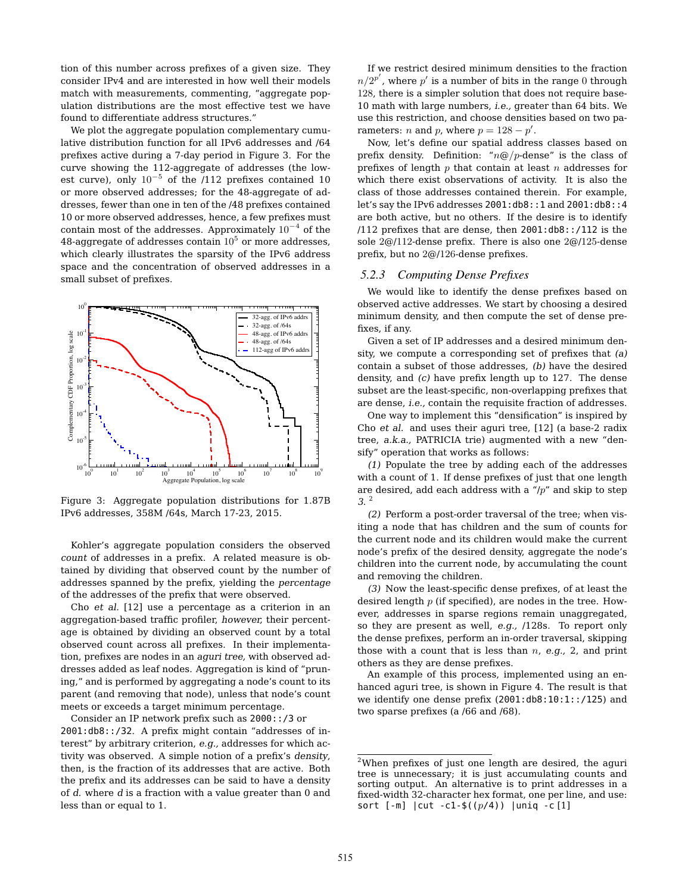tion of this number across prefixes of a given size. They consider IPv4 and are interested in how well their models match with measurements, commenting, "aggregate population distributions are the most effective test we have found to differentiate address structures."

We plot the aggregate population complementary cumulative distribution function for all IPv6 addresses and /64 prefixes active during a 7-day period in Figure 3. For the curve showing the 112-aggregate of addresses (the lowest curve), only $10^{-5}$ of the /112 prefixes contained 10 or more observed addresses; for the 48-aggregate of addresses, fewer than one in ten of the /48 prefixes contained 10 or more observed addresses, hence, a few prefixes must contain most of the addresses. Approximately $10^{-4}$ of the 48-aggregate of addresses contain $10^5$ or more addresses, which clearly illustrates the sparsity of the IPv6 address space and the concentration of observed addresses in a small subset of prefixes.

Figure 3: Aggregate population distributions for 1.87B IPv6 addresses, 358M /64s, March 17-23, 2015.

Kohler's aggregate population considers the observed *count* of addresses in a prefix. A related measure is obtained by dividing that observed count by the number of addresses spanned by the prefix, yielding the *percentage* of the addresses of the prefix that were observed.

Cho *et al.* [12] use a percentage as a criterion in an aggregation-based traffic profiler, *however,* their percentage is obtained by dividing an observed count by a total observed count across all prefixes. In their implementation, prefixes are nodes in an *aguri tree,* with observed addresses added as leaf nodes. Aggregation is kind of "pruning," and is performed by aggregating a node's count to its parent (and removing that node), unless that node's count meets or exceeds a target minimum percentage.

Consider an IP network prefix such as `2000::/3` or `2001:db8::/32`. A prefix might contain "addresses of interest" by arbitrary criterion, *e.g.,* addresses for which activity was observed. A simple notion of a prefix's *density,* then, is the fraction of its addresses that are active. Both the prefix and its addresses can be said to have a density of *d.* where *d* is a fraction with a value greater than 0 and less than or equal to 1.

If we restrict desired minimum densities to the fraction $n/2^{p'}$, where $p'$ is a number of bits in the range 0 through 128, there is a simpler solution that does not require base-10 math with large numbers, *i.e.,* greater than 64 bits. We use this restriction, and choose densities based on two parameters: $n$ and $p$, where $p = 128 - p'$.

Now, let's define our spatial address classes based on prefix density. Definition: "$n@/p$-dense" is the class of prefixes of length $p$ that contain at least $n$ addresses for which there exist observations of activity. It is also the class of those addresses contained therein. For example, let's say the IPv6 addresses `2001:db8::1` and `2001:db8::4` are both active, but no others. If the desire is to identify /112 prefixes that are dense, then `2001:db8::/112` is the sole $2@/112$-dense prefix. There is also one $2@/125$-dense prefix, but no $2@/126$-dense prefixes.

### 5.2.3 Computing Dense Prefixes

We would like to identify the dense prefixes based on observed active addresses. We start by choosing a desired minimum density, and then compute the set of dense prefixes, if any.

Given a set of IP addresses and a desired minimum density, we compute a corresponding set of prefixes that *(a)* contain a subset of those addresses, *(b)* have the desired density, and *(c)* have prefix length up to 127. The dense subset are the least-specific, non-overlapping prefixes that are dense, *i.e.,* contain the requisite fraction of addresses.

One way to implement this "densification" is inspired by Cho *et al.* and uses their aguri tree, [12] (a base-2 radix tree, *a.k.a.,* PATRICIA trie) augmented with a new "densify" operation that works as follows:

*(1)* Populate the tree by adding each of the addresses with a count of 1. If dense prefixes of just that one length are desired, add each address with a "/$p$" and skip to step *3.* [2]

*(2)* Perform a post-order traversal of the tree; when visiting a node that has children and the sum of counts for the current node and its children would make the current node's prefix of the desired density, aggregate the node's children into the current node, by accumulating the count and removing the children.

*(3)* Now the least-specific dense prefixes, of at least the desired length $p$ (if specified), are nodes in the tree. However, addresses in sparse regions remain unaggregated, so they are present as well, *e.g.,* /128s. To report only the dense prefixes, perform an in-order traversal, skipping those with a count that is less than $n$, *e.g.,* 2, and print others as they are dense prefixes.

An example of this process, implemented using an enhanced aguri tree, is shown in Figure 4. The result is that we identify one dense prefix (`2001:db8:10:1::/125`) and two sparse prefixes (a /66 and /68).

[2] When prefixes of just one length are desired, the aguri tree is unnecessary; it is just accumulating counts and sorting output. An alternative is to print addresses in a fixed-width 32-character hex format, one per line, and use: `sort [-m] |cut -c1-$((p/4)) |uniq -c` [1]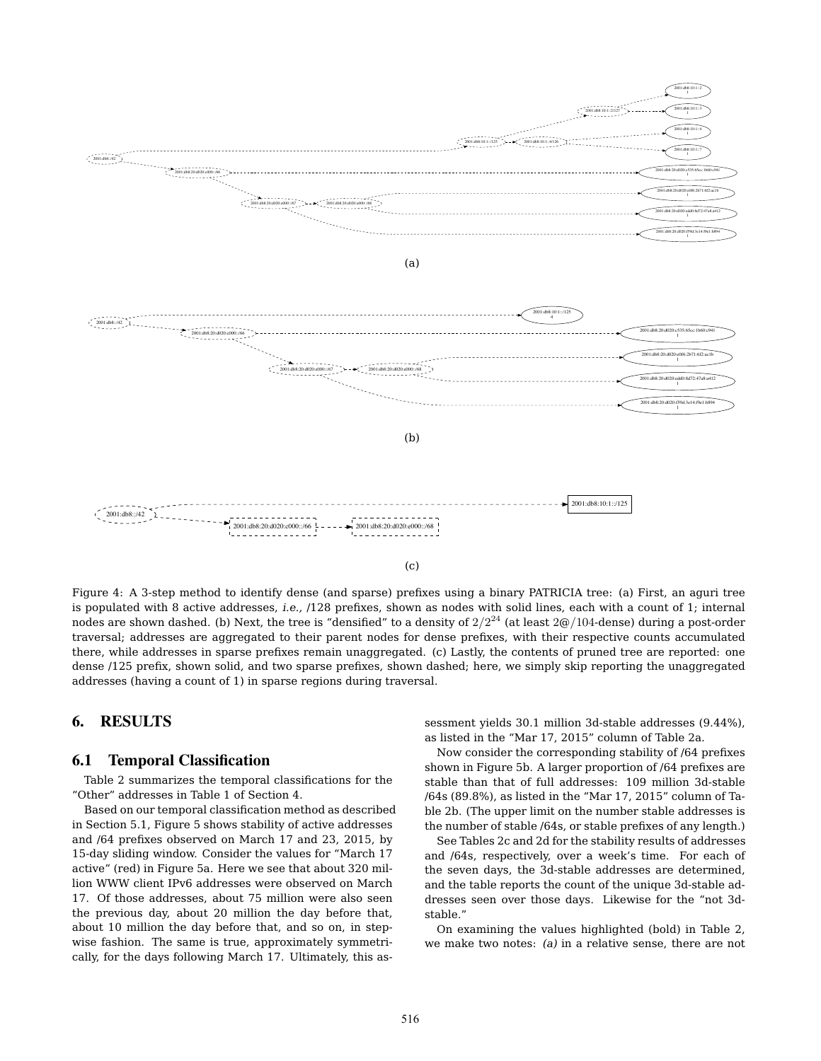Figure 4: A 3-step method to identify dense (and sparse) prefixes using a binary PATRICIA tree: (a) First, an aguri tree is populated with 8 active addresses, *i.e.,* /128 prefixes, shown as nodes with solid lines, each with a count of 1; internal nodes are shown dashed. (b) Next, the tree is "densified" to a density of $2/2^{24}$ (at least $2@/104$-dense) during a post-order traversal; addresses are aggregated to their parent nodes for dense prefixes, with their respective counts accumulated there, while addresses in sparse prefixes remain unaggregated. (c) Lastly, the contents of pruned tree are reported: one dense /125 prefix, shown solid, and two sparse prefixes, shown dashed; here, we simply skip reporting the unaggregated addresses (having a count of 1) in sparse regions during traversal.

## 6. RESULTS

### 6.1 Temporal Classification

Table 2 summarizes the temporal classifications for the "Other" addresses in Table 1 of Section 4.

Based on our temporal classification method as described in Section 5.1, Figure 5 shows stability of active addresses and /64 prefixes observed on March 17 and 23, 2015, by 15-day sliding window. Consider the values for "March 17 active" (red) in Figure 5a. Here we see that about 320 million WWW client IPv6 addresses were observed on March 17. Of those addresses, about 75 million were also seen the previous day, about 20 million the day before that, about 10 million the day before that, and so on, in stepwise fashion. The same is true, approximately symmetrically, for the days following March 17. Ultimately, this assessment yields 30.1 million 3d-stable addresses (9.44%), as listed in the "Mar 17, 2015" column of Table 2a.

Now consider the corresponding stability of /64 prefixes shown in Figure 5b. A larger proportion of /64 prefixes are stable than that of full addresses: 109 million 3d-stable /64s (89.8%), as listed in the "Mar 17, 2015" column of Table 2b. (The upper limit on the number stable addresses is the number of stable /64s, or stable prefixes of any length.)

See Tables 2c and 2d for the stability results of addresses and /64s, respectively, over a week's time. For each of the seven days, the 3d-stable addresses are determined, and the table reports the count of the unique 3d-stable addresses seen over those days. Likewise for the "not 3d-stable."

On examining the values highlighted (bold) in Table 2, we make two notes: *(a)* in a relative sense, there are not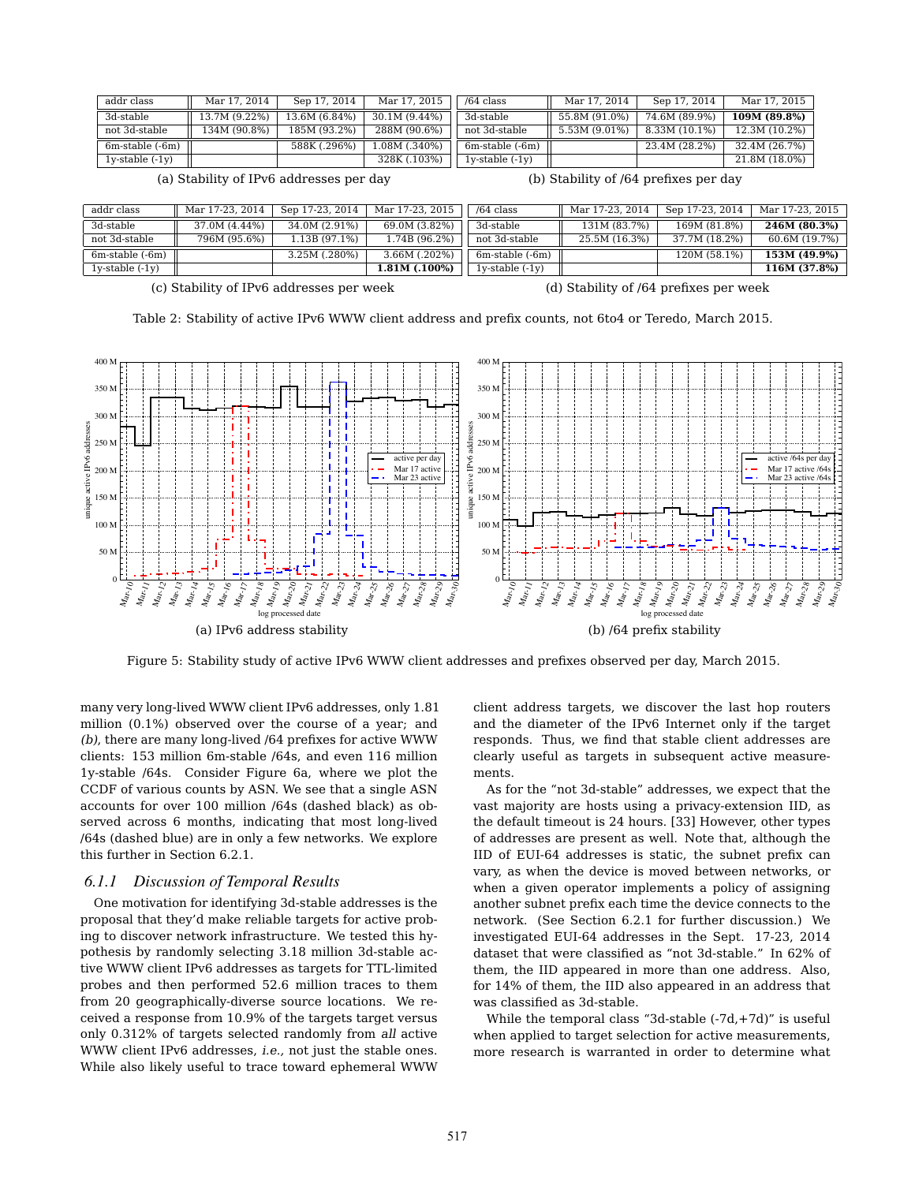| addr class | Mar 17, 2014 | Sep 17, 2014 | Mar 17, 2015 |
|---|---|---|---|
| 3d-stable | 13.7M (9.22%) | 13.6M (6.84%) | 30.1M (9.44%) |
| not 3d-stable | 134M (90.8%) | 185M (93.2%) | 288M (90.6%) |
| 6m-stable (-6m) | | 588K (.296%) | 1.08M (.340%) |
| 1y-stable (-1y) | | | 328K (.103%) |

(a) Stability of IPv6 addresses per day

| /64 class | Mar 17, 2014 | Sep 17, 2014 | Mar 17, 2015 |
|---|---|---|---|
| 3d-stable | 55.8M (91.0%) | 74.6M (89.9%) | **109M (89.8%)** |
| not 3d-stable | 5.53M (9.01%) | 8.33M (10.1%) | 12.3M (10.2%) |
| 6m-stable (-6m) | | 23.4M (28.2%) | 32.4M (26.7%) |
| 1y-stable (-1y) | | | 21.8M (18.0%) |

(b) Stability of /64 prefixes per day

| addr class | Mar 17-23, 2014 | Sep 17-23, 2014 | Mar 17-23, 2015 |
|---|---|---|---|
| 3d-stable | 37.0M (4.44%) | 34.0M (2.91%) | 69.0M (3.82%) |
| not 3d-stable | 796M (95.6%) | 1.13B (97.1%) | 1.74B (96.2%) |
| 6m-stable (-6m) | | 3.25M (.280%) | 3.66M (.202%) |
| 1y-stable (-1y) | | | **1.81M (.100%)** |

(c) Stability of IPv6 addresses per week

| /64 class | Mar 17-23, 2014 | Sep 17-23, 2014 | Mar 17-23, 2015 |
|---|---|---|---|
| 3d-stable | 131M (83.7%) | 169M (81.8%) | **246M (80.3%)** |
| not 3d-stable | 25.5M (16.3%) | 37.7M (18.2%) | 60.6M (19.7%) |
| 6m-stable (-6m) | | 120M (58.1%) | **153M (49.9%)** |
| 1y-stable (-1y) | | | **116M (37.8%)** |

(d) Stability of /64 prefixes per week

Table 2: Stability of active IPv6 WWW client address and prefix counts, not 6to4 or Teredo, March 2015.

(a) IPv6 address stability

(b) /64 prefix stability

Figure 5: Stability study of active IPv6 WWW client addresses and prefixes observed per day, March 2015.

many very long-lived WWW client IPv6 addresses, only 1.81 million (0.1%) observed over the course of a year; and *(b)*, there are many long-lived /64 prefixes for active WWW clients: 153 million 6m-stable /64s, and even 116 million 1y-stable /64s. Consider Figure 6a, where we plot the CCDF of various counts by ASN. We see that a single ASN accounts for over 100 million /64s (dashed black) as observed across 6 months, indicating that most long-lived /64s (dashed blue) are in only a few networks. We explore this further in Section 6.2.1.

### 6.1.1 Discussion of Temporal Results

One motivation for identifying 3d-stable addresses is the proposal that they'd make reliable targets for active probing to discover network infrastructure. We tested this hypothesis by randomly selecting 3.18 million 3d-stable active WWW client IPv6 addresses as targets for TTL-limited probes and then performed 52.6 million traces to them from 20 geographically-diverse source locations. We received a response from 10.9% of the targets target versus only 0.312% of targets selected randomly from *all* active WWW client IPv6 addresses, *i.e.,* not just the stable ones. While also likely useful to trace toward ephemeral WWW client address targets, we discover the last hop routers and the diameter of the IPv6 Internet only if the target responds. Thus, we find that stable client addresses are clearly useful as targets in subsequent active measurements.

As for the "not 3d-stable" addresses, we expect that the vast majority are hosts using a privacy-extension IID, as the default timeout is 24 hours. [33] However, other types of addresses are present as well. Note that, although the IID of EUI-64 addresses is static, the subnet prefix can vary, as when the device is moved between networks, or when a given operator implements a policy of assigning another subnet prefix each time the device connects to the network. (See Section 6.2.1 for further discussion.) We investigated EUI-64 addresses in the Sept. 17-23, 2014 dataset that were classified as "not 3d-stable." In 62% of them, the IID appeared in more than one address. Also, for 14% of them, the IID also appeared in an address that was classified as 3d-stable.

While the temporal class "3d-stable (-7d,+7d)" is useful when applied to target selection for active measurements, more research is warranted in order to determine what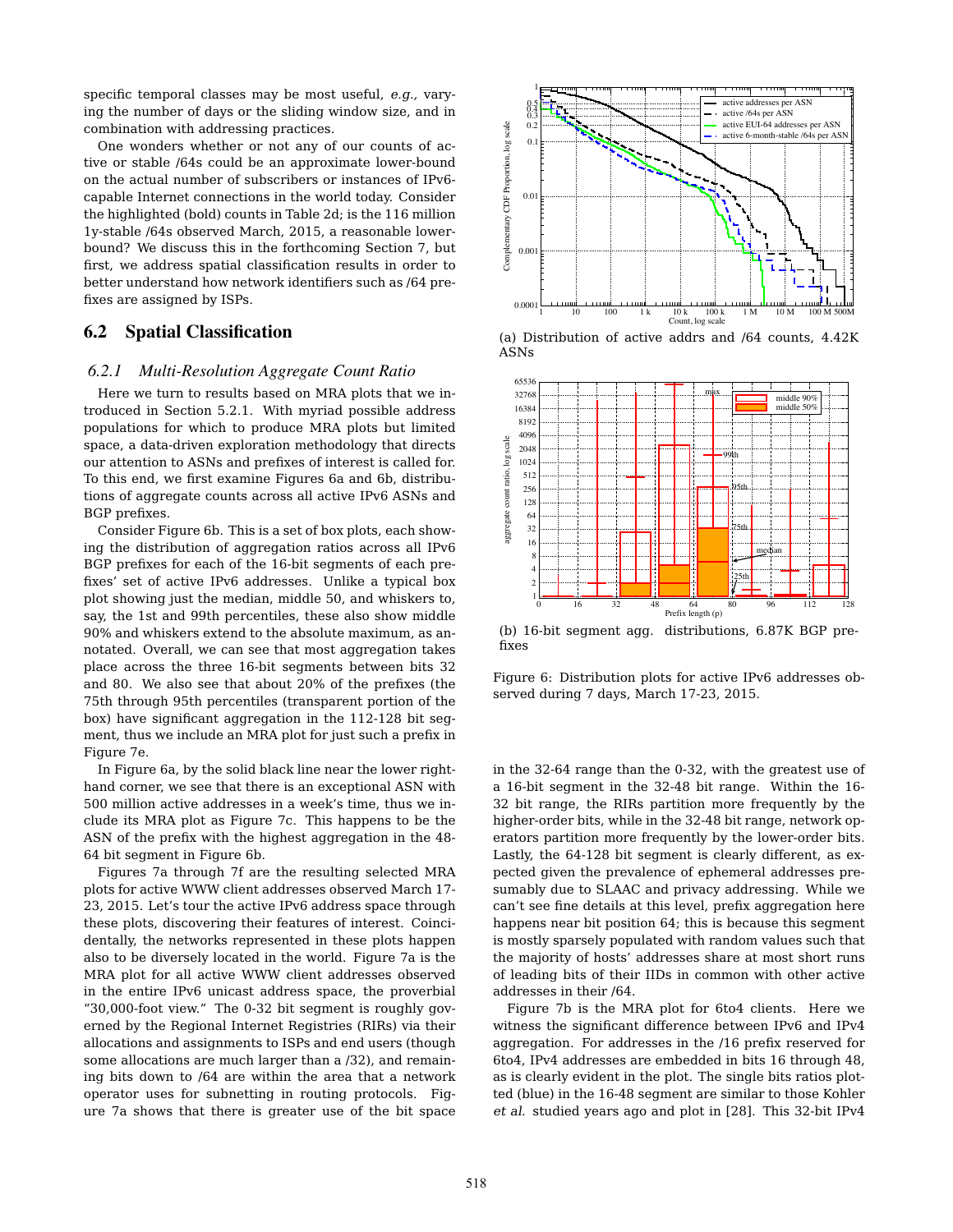specific temporal classes may be most useful, *e.g.,* varying the number of days or the sliding window size, and in combination with addressing practices.

One wonders whether or not any of our counts of active or stable /64s could be an approximate lower-bound on the actual number of subscribers or instances of IPv6-capable Internet connections in the world today. Consider the highlighted (bold) counts in Table 2d; is the 116 million 1y-stable /64s observed March, 2015, a reasonable lower-bound? We discuss this in the forthcoming Section 7, but first, we address spatial classification results in order to better understand how network identifiers such as /64 prefixes are assigned by ISPs.

## 6.2 Spatial Classification

### 6.2.1 *Multi-Resolution Aggregate Count Ratio*

Here we turn to results based on MRA plots that we introduced in Section 5.2.1. With myriad possible address populations for which to produce MRA plots but limited space, a data-driven exploration methodology that directs our attention to ASNs and prefixes of interest is called for. To this end, we first examine Figures 6a and 6b, distributions of aggregate counts across all active IPv6 ASNs and BGP prefixes.

Consider Figure 6b. This is a set of box plots, each showing the distribution of aggregation ratios across all IPv6 BGP prefixes for each of the 16-bit segments of each prefixes' set of active IPv6 addresses. Unlike a typical box plot showing just the median, middle 50, and whiskers to, say, the 1st and 99th percentiles, these also show middle 90% and whiskers extend to the absolute maximum, as annotated. Overall, we can see that most aggregation takes place across the three 16-bit segments between bits 32 and 80. We also see that about 20% of the prefixes (the 75th through 95th percentiles (transparent portion of the box) have significant aggregation in the 112-128 bit segment, thus we include an MRA plot for just such a prefix in Figure 7e.

In Figure 6a, by the solid black line near the lower right-hand corner, we see that there is an exceptional ASN with 500 million active addresses in a week's time, thus we include its MRA plot as Figure 7c. This happens to be the ASN of the prefix with the highest aggregation in the 48-64 bit segment in Figure 6b.

Figures 7a through 7f are the resulting selected MRA plots for active WWW client addresses observed March 17-23, 2015. Let's tour the active IPv6 address space through these plots, discovering their features of interest. Coincidentally, the networks represented in these plots happen also to be diversely located in the world. Figure 7a is the MRA plot for all active WWW client addresses observed in the entire IPv6 unicast address space, the proverbial "30,000-foot view." The 0-32 bit segment is roughly governed by the Regional Internet Registries (RIRs) via their allocations and assignments to ISPs and end users (though some allocations are much larger than a /32), and remaining bits down to /64 are within the area that a network operator uses for subnetting in routing protocols. Figure 7a shows that there is greater use of the bit space

(a) Distribution of active addrs and /64 counts, 4.42K ASNs

(b) 16-bit segment agg. distributions, 6.87K BGP prefixes

Figure 6: Distribution plots for active IPv6 addresses observed during 7 days, March 17-23, 2015.

in the 32-64 range than the 0-32, with the greatest use of a 16-bit segment in the 32-48 bit range. Within the 16-32 bit range, the RIRs partition more frequently by the higher-order bits, while in the 32-48 bit range, network operators partition more frequently by the lower-order bits. Lastly, the 64-128 bit segment is clearly different, as expected given the prevalence of ephemeral addresses presumably due to SLAAC and privacy addressing. While we can't see fine details at this level, prefix aggregation here happens near bit position 64; this is because this segment is mostly sparsely populated with random values such that the majority of hosts' addresses share at most short runs of leading bits of their IIDs in common with other active addresses in their /64.

Figure 7b is the MRA plot for 6to4 clients. Here we witness the significant difference between IPv6 and IPv4 aggregation. For addresses in the /16 prefix reserved for 6to4, IPv4 addresses are embedded in bits 16 through 48, as is clearly evident in the plot. The single bits ratios plotted (blue) in the 16-48 segment are similar to those Kohler *et al.* studied years ago and plot in [28]. This 32-bit IPv4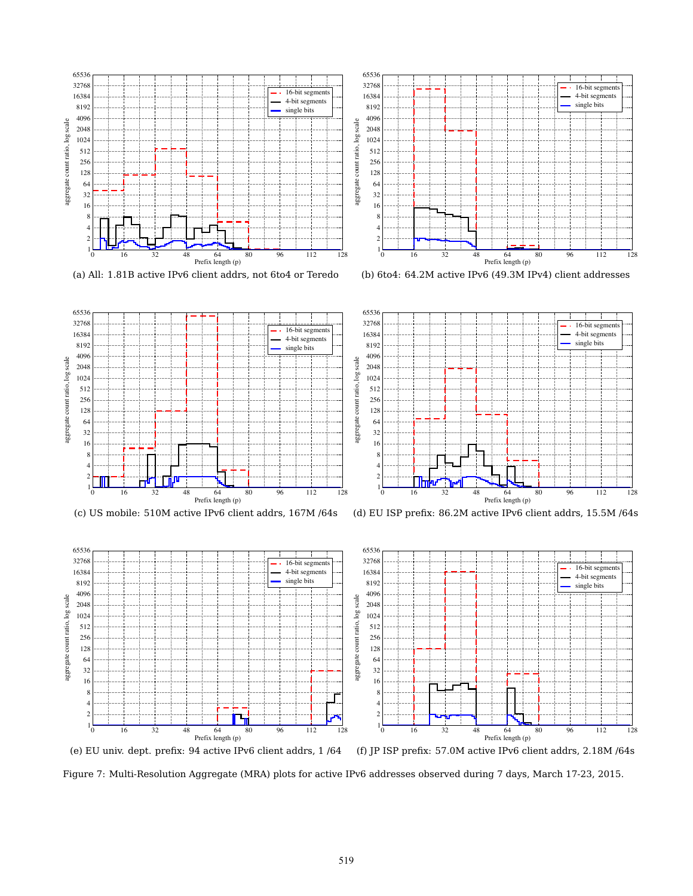(a) All: 1.81B active IPv6 client addrs, not 6to4 or Teredo

(b) 6to4: 64.2M active IPv6 (49.3M IPv4) client addresses

(c) US mobile: 510M active IPv6 client addrs, 167M /64s

(d) EU ISP prefix: 86.2M active IPv6 client addrs, 15.5M /64s

(e) EU univ. dept. prefix: 94 active IPv6 client addrs, 1 /64

(f) JP ISP prefix: 57.0M active IPv6 client addrs, 2.18M /64s

Figure 7: Multi-Resolution Aggregate (MRA) plots for active IPv6 addresses observed during 7 days, March 17-23, 2015.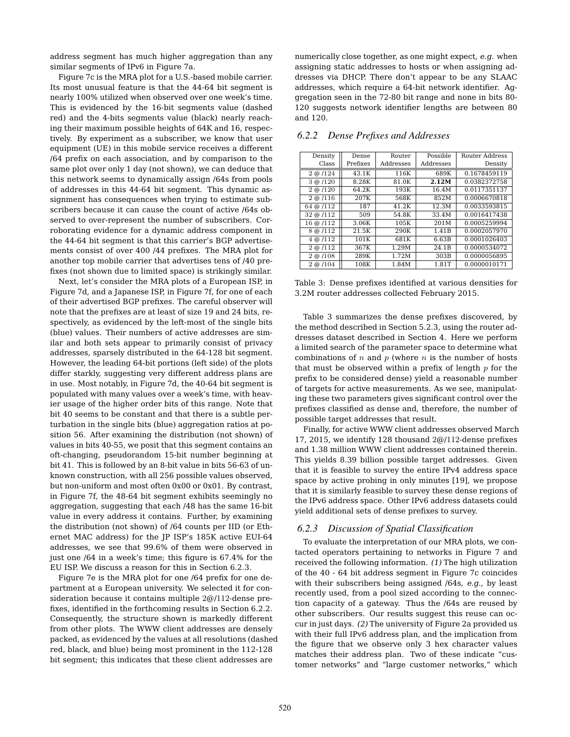address segment has much higher aggregation than any similar segments of IPv6 in Figure 7a.

Figure 7c is the MRA plot for a U.S.-based mobile carrier. Its most unusual feature is that the 44-64 bit segment is nearly 100% utilized when observed over one week's time. This is evidenced by the 16-bit segments value (dashed red) and the 4-bits segments value (black) nearly reaching their maximum possible heights of 64K and 16, respectively. By experiment as a subscriber, we know that user equipment (UE) in this mobile service receives a different /64 prefix on each association, and by comparison to the same plot over only 1 day (not shown), we can deduce that this network seems to dynamically assign /64s from pools of addresses in this 44-64 bit segment. This dynamic assignment has consequences when trying to estimate subscribers because it can cause the count of active /64s observed to over-represent the number of subscribers. Corroborating evidence for a dynamic address component in the 44-64 bit segment is that this carrier's BGP advertisements consist of over 400 /44 prefixes. The MRA plot for another top mobile carrier that advertises tens of /40 prefixes (not shown due to limited space) is strikingly similar.

Next, let's consider the MRA plots of a European ISP, in Figure 7d, and a Japanese ISP, in Figure 7f, for one of each of their advertised BGP prefixes. The careful observer will note that the prefixes are at least of size 19 and 24 bits, respectively, as evidenced by the left-most of the single bits (blue) values. Their numbers of active addresses are similar and both sets appear to primarily consist of privacy addresses, sparsely distributed in the 64-128 bit segment. However, the leading 64-bit portions (left side) of the plots differ starkly, suggesting very different address plans are in use. Most notably, in Figure 7d, the 40-64 bit segment is populated with many values over a week's time, with heavier usage of the higher order bits of this range. Note that bit 40 seems to be constant and that there is a subtle perturbation in the single bits (blue) aggregation ratios at position 56. After examining the distribution (not shown) of values in bits 40-55, we posit that this segment contains an oft-changing, pseudorandom 15-bit number beginning at bit 41. This is followed by an 8-bit value in bits 56-63 of unknown construction, with all 256 possible values observed, but non-uniform and most often 0x00 or 0x01. By contrast, in Figure 7f, the 48-64 bit segment exhibits seemingly no aggregation, suggesting that each /48 has the same 16-bit value in every address it contains. Further, by examining the distribution (not shown) of /64 counts per IID (or Ethernet MAC address) for the JP ISP's 185K active EUI-64 addresses, we see that 99.6% of them were observed in just one /64 in a week's time; this figure is 67.4% for the EU ISP. We discuss a reason for this in Section 6.2.3.

Figure 7e is the MRA plot for one /64 prefix for one department at a European university. We selected it for consideration because it contains multiple 2@/112-dense prefixes, identified in the forthcoming results in Section 6.2.2. Consequently, the structure shown is markedly different from other plots. The WWW client addresses are densely packed, as evidenced by the values at all resolutions (dashed red, black, and blue) being most prominent in the 112-128 bit segment; this indicates that these client addresses are numerically close together, as one might expect, *e.g.* when assigning static addresses to hosts or when assigning addresses via DHCP. There don't appear to be any SLAAC addresses, which require a 64-bit network identifier. Aggregation seen in the 72-80 bit range and none in bits 80-120 suggests network identifier lengths are between 80 and 120.

### 6.2.2 Dense Prefixes and Addresses

| Density Class | Dense Prefixes | Router Addresses | Possible Addresses | Router Address Density |
|---|---|---|---|---|
| 2 @ /124 | 43.1K | 116K | 689K | 0.1678459119 |
| 3 @ /120 | 8.28K | 81.0K | **2.12M** | 0.0382372758 |
| 2 @ /120 | 64.2K | 193K | 16.4M | 0.0117351137 |
| 2 @ /116 | 207K | 568K | 852M | 0.0006670818 |
| 64 @ /112 | 187 | 41.2K | 12.3M | 0.0033593815 |
| 32 @ /112 | 509 | 54.8K | 33.4M | 0.0016417438 |
| 16 @ /112 | 3.06K | 105K | 201M | 0.0005259994 |
| 8 @ /112 | 21.5K | 290K | 1.41B | 0.0002057970 |
| 4 @ /112 | 101K | 681K | 6.63B | 0.0001026403 |
| 2 @ /112 | 367K | 1.29M | 24.1B | 0.0000534072 |
| 2 @ /108 | 289K | 1.72M | 303B | 0.0000056895 |
| 2 @ /104 | 108K | 1.84M | 1.81T | 0.0000010171 |

Table 3: Dense prefixes identified at various densities for 3.2M router addresses collected February 2015.

Table 3 summarizes the dense prefixes discovered, by the method described in Section 5.2.3, using the router addresses dataset described in Section 4. Here we perform a limited search of the parameter space to determine what combinations of $n$ and $p$ (where $n$ is the number of hosts that must be observed within a prefix of length $p$ for the prefix to be considered dense) yield a reasonable number of targets for active measurements. As we see, manipulating these two parameters gives significant control over the prefixes classified as dense and, therefore, the number of possible target addresses that result.

Finally, for active WWW client addresses observed March 17, 2015, we identify 128 thousand 2@/112-dense prefixes and 1.38 million WWW client addresses contained therein. This yields 8.39 billion possible target addresses. Given that it is feasible to survey the entire IPv4 address space space by active probing in only minutes [19], we propose that it is similarly feasible to survey these dense regions of the IPv6 address space. Other IPv6 address datasets could yield additional sets of dense prefixes to survey.

### 6.2.3 Discussion of Spatial Classification

To evaluate the interpretation of our MRA plots, we contacted operators pertaining to networks in Figure 7 and received the following information. *(1)* The high utilization of the 40 - 64 bit address segment in Figure 7c coincides with their subscribers being assigned /64s, *e.g.,* by least recently used, from a pool sized according to the connection capacity of a gateway. Thus the /64s are reused by other subscribers. Our results suggest this reuse can occur in just days. *(2)* The university of Figure 2a provided us with their full IPv6 address plan, and the implication from the figure that we observe only 3 hex character values matches their address plan. Two of these indicate "customer networks" and "large customer networks," which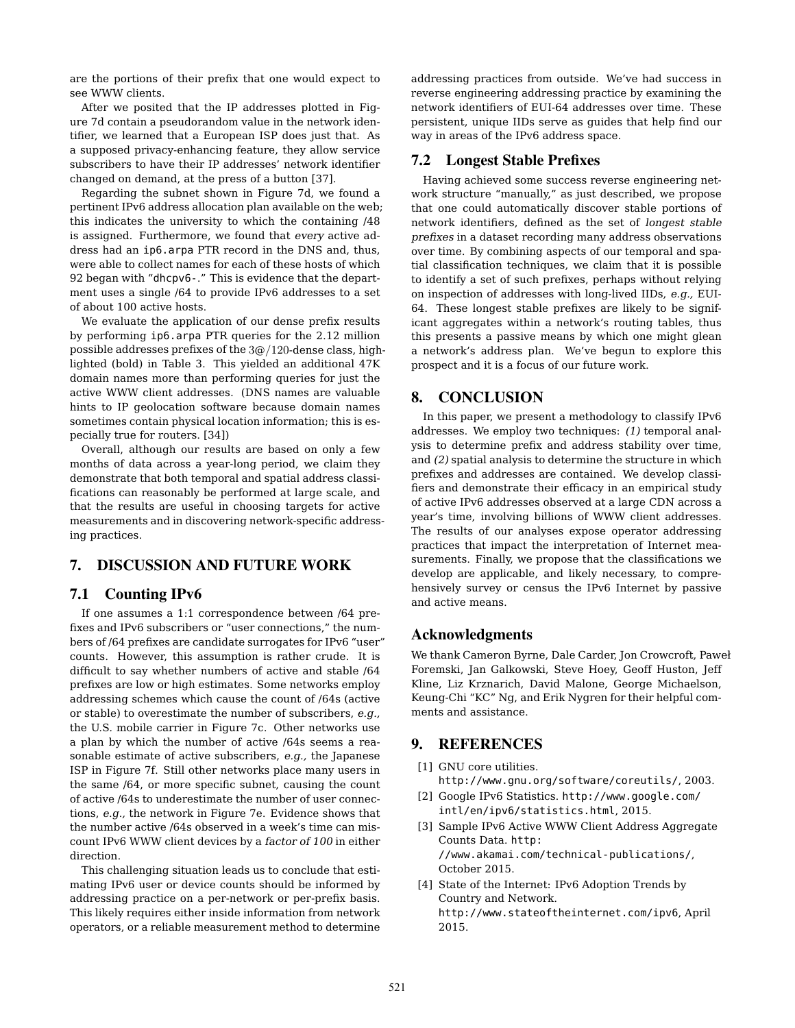are the portions of their prefix that one would expect to see WWW clients.

After we posited that the IP addresses plotted in Figure 7d contain a pseudorandom value in the network identifier, we learned that a European ISP does just that. As a supposed privacy-enhancing feature, they allow service subscribers to have their IP addresses' network identifier changed on demand, at the press of a button [37].

Regarding the subnet shown in Figure 7d, we found a pertinent IPv6 address allocation plan available on the web; this indicates the university to which the containing /48 is assigned. Furthermore, we found that *every* active address had an `ip6.arpa` PTR record in the DNS and, thus, were able to collect names for each of these hosts of which 92 began with "`dhcpv6-`." This is evidence that the department uses a single /64 to provide IPv6 addresses to a set of about 100 active hosts.

We evaluate the application of our dense prefix results by performing `ip6.arpa` PTR queries for the 2.12 million possible addresses prefixes of the $3@/120$-dense class, highlighted (bold) in Table 3. This yielded an additional 47K domain names more than performing queries for just the active WWW client addresses. (DNS names are valuable hints to IP geolocation software because domain names sometimes contain physical location information; this is especially true for routers. [34])

Overall, although our results are based on only a few months of data across a year-long period, we claim they demonstrate that both temporal and spatial address classifications can reasonably be performed at large scale, and that the results are useful in choosing targets for active measurements and in discovering network-specific addressing practices.

## 7. DISCUSSION AND FUTURE WORK

### 7.1 Counting IPv6

If one assumes a 1:1 correspondence between /64 prefixes and IPv6 subscribers or "user connections," the numbers of /64 prefixes are candidate surrogates for IPv6 "user" counts. However, this assumption is rather crude. It is difficult to say whether numbers of active and stable /64 prefixes are low or high estimates. Some networks employ addressing schemes which cause the count of /64s (active or stable) to overestimate the number of subscribers, *e.g.,* the U.S. mobile carrier in Figure 7c. Other networks use a plan by which the number of active /64s seems a reasonable estimate of active subscribers, *e.g.,* the Japanese ISP in Figure 7f. Still other networks place many users in the same /64, or more specific subnet, causing the count of active /64s to underestimate the number of user connections, *e.g.,* the network in Figure 7e. Evidence shows that the number active /64s observed in a week's time can miscount IPv6 WWW client devices by a *factor of 100* in either direction.

This challenging situation leads us to conclude that estimating IPv6 user or device counts should be informed by addressing practice on a per-network or per-prefix basis. This likely requires either inside information from network operators, or a reliable measurement method to determine addressing practices from outside. We've had success in reverse engineering addressing practice by examining the network identifiers of EUI-64 addresses over time. These persistent, unique IIDs serve as guides that help find our way in areas of the IPv6 address space.

### 7.2 Longest Stable Prefixes

Having achieved some success reverse engineering network structure "manually," as just described, we propose that one could automatically discover stable portions of network identifiers, defined as the set of *longest stable prefixes* in a dataset recording many address observations over time. By combining aspects of our temporal and spatial classification techniques, we claim that it is possible to identify a set of such prefixes, perhaps without relying on inspection of addresses with long-lived IIDs, *e.g.,* EUI-64. These longest stable prefixes are likely to be significant aggregates within a network's routing tables, thus this presents a passive means by which one might glean a network's address plan. We've begun to explore this prospect and it is a focus of our future work.

## 8. CONCLUSION

In this paper, we present a methodology to classify IPv6 addresses. We employ two techniques: *(1)* temporal analysis to determine prefix and address stability over time, and *(2)* spatial analysis to determine the structure in which prefixes and addresses are contained. We develop classifiers and demonstrate their efficacy in an empirical study of active IPv6 addresses observed at a large CDN across a year's time, involving billions of WWW client addresses. The results of our analyses expose operator addressing practices that impact the interpretation of Internet measurements. Finally, we propose that the classifications we develop are applicable, and likely necessary, to comprehensively survey or census the IPv6 Internet by passive and active means.

## Acknowledgments

We thank Cameron Byrne, Dale Carder, Jon Crowcroft, Paweł Foremski, Jan Galkowski, Steve Hoey, Geoff Huston, Jeff Kline, Liz Krznarich, David Malone, George Michaelson, Keung-Chi "KC" Ng, and Erik Nygren for their helpful comments and assistance.

## 9. REFERENCES

[1] GNU core utilities. `http://www.gnu.org/software/coreutils/`, 2003.

[2] Google IPv6 Statistics. `http://www.google.com/intl/en/ipv6/statistics.html`, 2015.

[3] Sample IPv6 Active WWW Client Address Aggregate Counts Data. `http://www.akamai.com/technical-publications/`, October 2015.

[4] State of the Internet: IPv6 Adoption Trends by Country and Network. `http://www.stateoftheinternet.com/ipv6`, April 2015.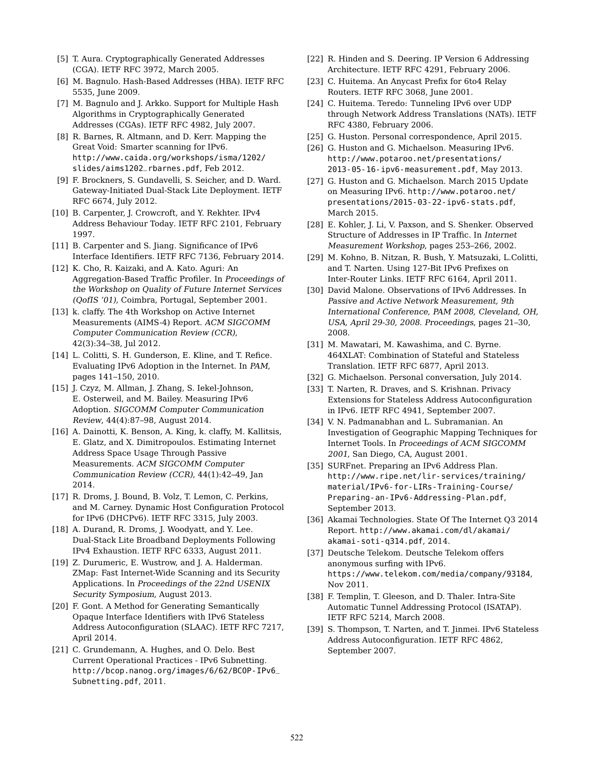[5] T. Aura. Cryptographically Generated Addresses (CGA). IETF RFC 3972, March 2005.

[6] M. Bagnulo. Hash-Based Addresses (HBA). IETF RFC 5535, June 2009.

[7] M. Bagnulo and J. Arkko. Support for Multiple Hash Algorithms in Cryptographically Generated Addresses (CGAs). IETF RFC 4982, July 2007.

[8] R. Barnes, R. Altmann, and D. Kerr. Mapping the Great Void: Smarter scanning for IPv6. http://www.caida.org/workshops/isma/1202/slides/aims1202_rbarnes.pdf, Feb 2012.

[9] F. Brockners, S. Gundavelli, S. Seicher, and D. Ward. Gateway-Initiated Dual-Stack Lite Deployment. IETF RFC 6674, July 2012.

[10] B. Carpenter, J. Crowcroft, and Y. Rekhter. IPv4 Address Behaviour Today. IETF RFC 2101, February 1997.

[11] B. Carpenter and S. Jiang. Significance of IPv6 Interface Identifiers. IETF RFC 7136, February 2014.

[12] K. Cho, R. Kaizaki, and A. Kato. Aguri: An Aggregation-Based Traffic Profiler. In *Proceedings of the Workshop on Quality of Future Internet Services (QofIS '01)*, Coimbra, Portugal, September 2001.

[13] k. claffy. The 4th Workshop on Active Internet Measurements (AIMS-4) Report. *ACM SIGCOMM Computer Communication Review (CCR)*, 42(3):34–38, Jul 2012.

[14] L. Colitti, S. H. Gunderson, E. Kline, and T. Refice. Evaluating IPv6 Adoption in the Internet. In *PAM*, pages 141–150, 2010.

[15] J. Czyz, M. Allman, J. Zhang, S. Iekel-Johnson, E. Osterweil, and M. Bailey. Measuring IPv6 Adoption. *SIGCOMM Computer Communication Review*, 44(4):87–98, August 2014.

[16] A. Dainotti, K. Benson, A. King, k. claffy, M. Kallitsis, E. Glatz, and X. Dimitropoulos. Estimating Internet Address Space Usage Through Passive Measurements. *ACM SIGCOMM Computer Communication Review (CCR)*, 44(1):42–49, Jan 2014.

[17] R. Droms, J. Bound, B. Volz, T. Lemon, C. Perkins, and M. Carney. Dynamic Host Configuration Protocol for IPv6 (DHCPv6). IETF RFC 3315, July 2003.

[18] A. Durand, R. Droms, J. Woodyatt, and Y. Lee. Dual-Stack Lite Broadband Deployments Following IPv4 Exhaustion. IETF RFC 6333, August 2011.

[19] Z. Durumeric, E. Wustrow, and J. A. Halderman. ZMap: Fast Internet-Wide Scanning and its Security Applications. In *Proceedings of the 22nd USENIX Security Symposium*, August 2013.

[20] F. Gont. A Method for Generating Semantically Opaque Interface Identifiers with IPv6 Stateless Address Autoconfiguration (SLAAC). IETF RFC 7217, April 2014.

[21] C. Grundemann, A. Hughes, and O. Delo. Best Current Operational Practices - IPv6 Subnetting. http://bcop.nanog.org/images/6/62/BCOP-IPv6_Subnetting.pdf, 2011.

[22] R. Hinden and S. Deering. IP Version 6 Addressing Architecture. IETF RFC 4291, February 2006.

[23] C. Huitema. An Anycast Prefix for 6to4 Relay Routers. IETF RFC 3068, June 2001.

[24] C. Huitema. Teredo: Tunneling IPv6 over UDP through Network Address Translations (NATs). IETF RFC 4380, February 2006.

[25] G. Huston. Personal correspondence, April 2015.

[26] G. Huston and G. Michaelson. Measuring IPv6. http://www.potaroo.net/presentations/2013-05-16-ipv6-measurement.pdf, May 2013.

[27] G. Huston and G. Michaelson. March 2015 Update on Measuring IPv6. http://www.potaroo.net/presentations/2015-03-22-ipv6-stats.pdf, March 2015.

[28] E. Kohler, J. Li, V. Paxson, and S. Shenker. Observed Structure of Addresses in IP Traffic. In *Internet Measurement Workshop*, pages 253–266, 2002.

[29] M. Kohno, B. Nitzan, R. Bush, Y. Matsuzaki, L.Colitti, and T. Narten. Using 127-Bit IPv6 Prefixes on Inter-Router Links. IETF RFC 6164, April 2011.

[30] David Malone. Observations of IPv6 Addresses. In *Passive and Active Network Measurement, 9th International Conference, PAM 2008, Cleveland, OH, USA, April 29-30, 2008. Proceedings*, pages 21–30, 2008.

[31] M. Mawatari, M. Kawashima, and C. Byrne. 464XLAT: Combination of Stateful and Stateless Translation. IETF RFC 6877, April 2013.

[32] G. Michaelson. Personal conversation, July 2014.

[33] T. Narten, R. Draves, and S. Krishnan. Privacy Extensions for Stateless Address Autoconfiguration in IPv6. IETF RFC 4941, September 2007.

[34] V. N. Padmanabhan and L. Subramanian. An Investigation of Geographic Mapping Techniques for Internet Tools. In *Proceedings of ACM SIGCOMM 2001*, San Diego, CA, August 2001.

[35] SURFnet. Preparing an IPv6 Address Plan. http://www.ripe.net/lir-services/training/material/IPv6-for-LIRs-Training-Course/Preparing-an-IPv6-Addressing-Plan.pdf, September 2013.

[36] Akamai Technologies. State Of The Internet Q3 2014 Report. http://www.akamai.com/dl/akamai/akamai-soti-q314.pdf, 2014.

[37] Deutsche Telekom. Deutsche Telekom offers anonymous surfing with IPv6. https://www.telekom.com/media/company/93184, Nov 2011.

[38] F. Templin, T. Gleeson, and D. Thaler. Intra-Site Automatic Tunnel Addressing Protocol (ISATAP). IETF RFC 5214, March 2008.

[39] S. Thompson, T. Narten, and T. Jinmei. IPv6 Stateless Address Autoconfiguration. IETF RFC 4862, September 2007.